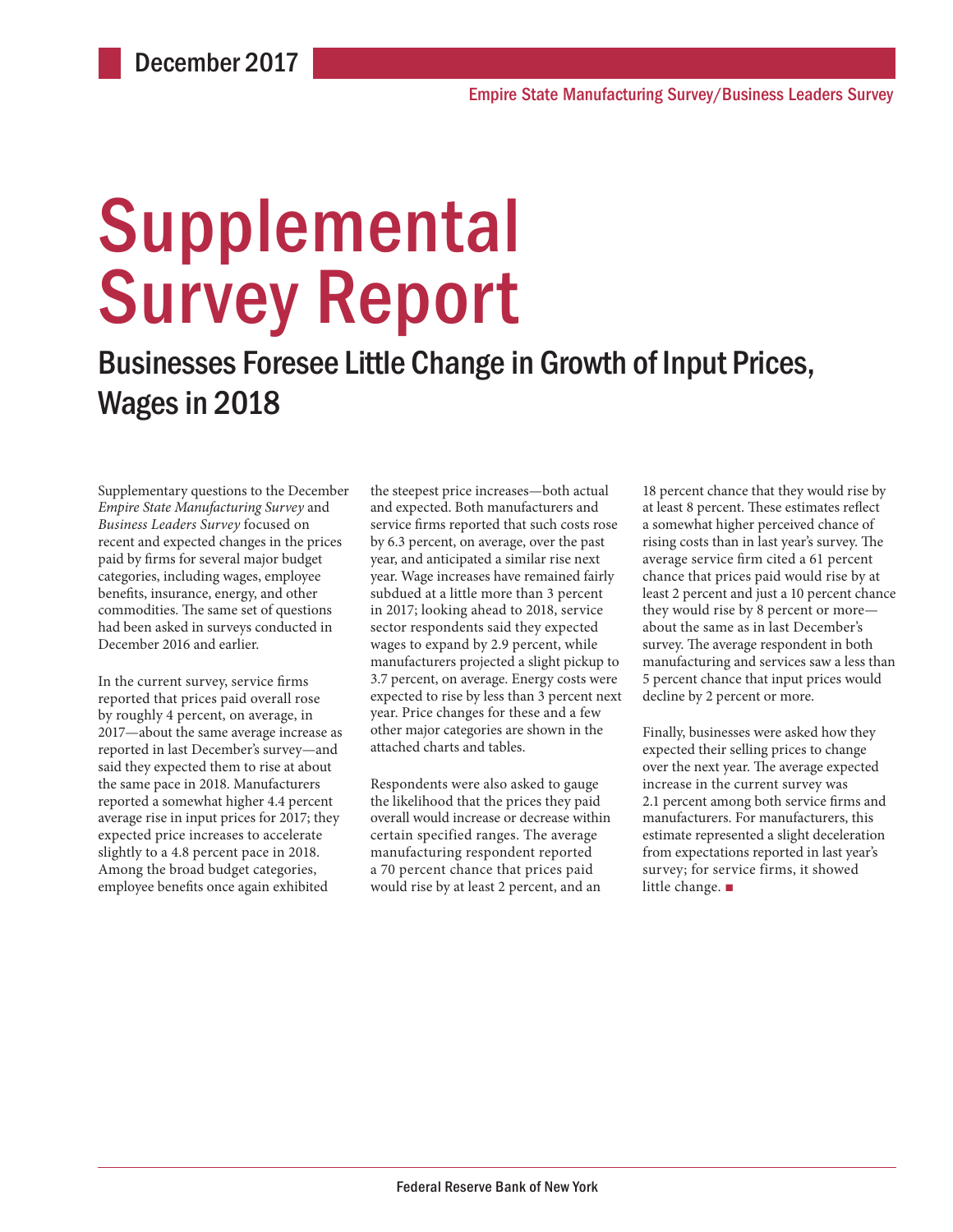December 2017

Empire State Manufacturing Survey/Business Leaders Survey

# Supplemental Survey Report

## Businesses Foresee Little Change in Growth of Input Prices, Wages in 2018

Supplementary questions to the December *Empire State Manufacturing Survey* and *Business Leaders Survey* focused on recent and expected changes in the prices paid by firms for several major budget categories, including wages, employee benefits, insurance, energy, and other commodities. The same set of questions had been asked in surveys conducted in December 2016 and earlier.

In the current survey, service firms reported that prices paid overall rose by roughly 4 percent, on average, in 2017—about the same average increase as reported in last December's survey—and said they expected them to rise at about the same pace in 2018. Manufacturers reported a somewhat higher 4.4 percent average rise in input prices for 2017; they expected price increases to accelerate slightly to a 4.8 percent pace in 2018. Among the broad budget categories, employee benefits once again exhibited the steepest price increases—both actual and expected. Both manufacturers and service firms reported that such costs rose by 6.3 percent, on average, over the past year, and anticipated a similar rise next year. Wage increases have remained fairly subdued at a little more than 3 percent in 2017; looking ahead to 2018, service sector respondents said they expected wages to expand by 2.9 percent, while manufacturers projected a slight pickup to 3.7 percent, on average. Energy costs were expected to rise by less than 3 percent next year. Price changes for these and a few other major categories are shown in the attached charts and tables.

Respondents were also asked to gauge the likelihood that the prices they paid overall would increase or decrease within certain specified ranges. The average manufacturing respondent reported a 70 percent chance that prices paid would rise by at least 2 percent, and an 18 percent chance that they would rise by at least 8 percent. These estimates reflect a somewhat higher perceived chance of rising costs than in last year's survey. The average service firm cited a 61 percent chance that prices paid would rise by at least 2 percent and just a 10 percent chance they would rise by 8 percent or more—about the same as in last December's survey. The average respondent in both manufacturing and services saw a less than 5 percent chance that input prices would decline by 2 percent or more.

Finally, businesses were asked how they expected their selling prices to change over the next year. The average expected increase in the current survey was 2.1 percent among both service firms and manufacturers. For manufacturers, this estimate represented a slight deceleration from expectations reported in last year's survey; for service firms, it showed little change. ■

Federal Reserve Bank of New York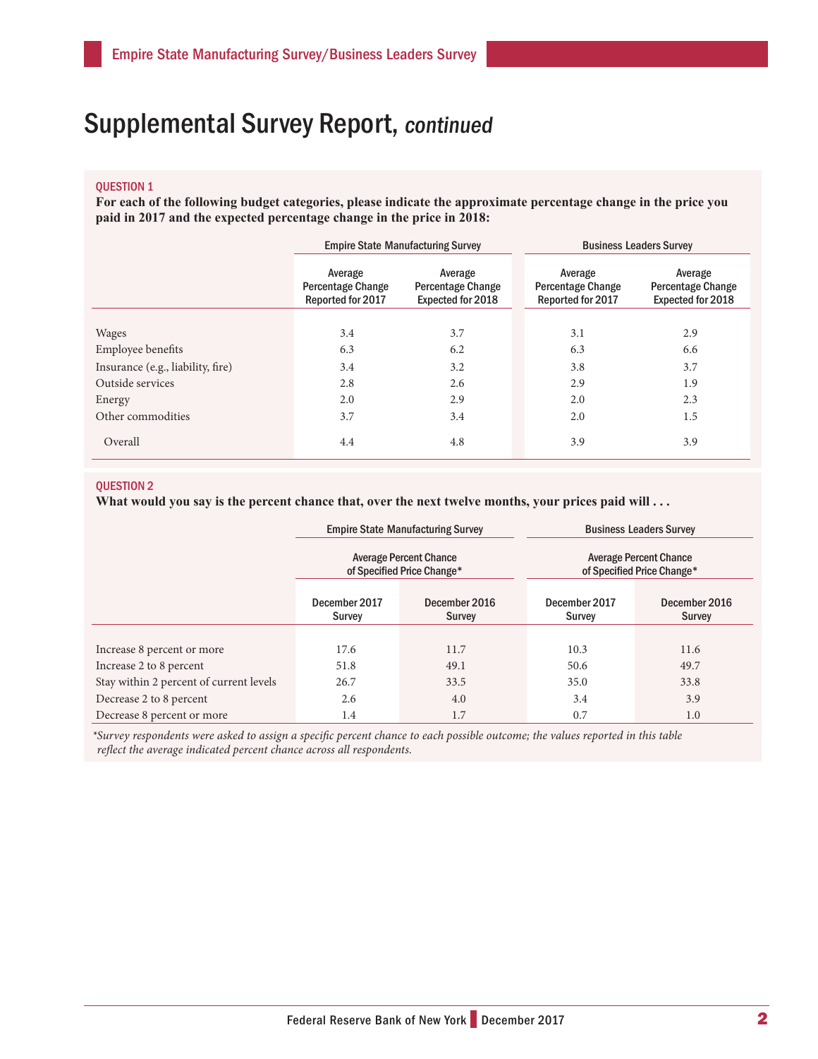# Supplemental Survey Report, *continued*

**QUESTION 1**

**For each of the following budget categories, please indicate the approximate percentage change in the price you paid in 2017 and the expected percentage change in the price in 2018:**

| | Empire State Manufacturing Survey | | Business Leaders Survey | |
|---|---|---|---|---|
| | Average Percentage Change Reported for 2017 | Average Percentage Change Expected for 2018 | Average Percentage Change Reported for 2017 | Average Percentage Change Expected for 2018 |
| Wages | 3.4 | 3.7 | 3.1 | 2.9 |
| Employee benefits | 6.3 | 6.2 | 6.3 | 6.6 |
| Insurance (e.g., liability, fire) | 3.4 | 3.2 | 3.8 | 3.7 |
| Outside services | 2.8 | 2.6 | 2.9 | 1.9 |
| Energy | 2.0 | 2.9 | 2.0 | 2.3 |
| Other commodities | 3.7 | 3.4 | 2.0 | 1.5 |
| Overall | 4.4 | 4.8 | 3.9 | 3.9 |

**QUESTION 2**

**What would you say is the percent chance that, over the next twelve months, your prices paid will . . .**

| | Empire State Manufacturing Survey | | Business Leaders Survey | |
|---|---|---|---|---|
| | Average Percent Chance of Specified Price Change* | | Average Percent Chance of Specified Price Change* | |
| | December 2017 Survey | December 2016 Survey | December 2017 Survey | December 2016 Survey |
| Increase 8 percent or more | 17.6 | 11.7 | 10.3 | 11.6 |
| Increase 2 to 8 percent | 51.8 | 49.1 | 50.6 | 49.7 |
| Stay within 2 percent of current levels | 26.7 | 33.5 | 35.0 | 33.8 |
| Decrease 2 to 8 percent | 2.6 | 4.0 | 3.4 | 3.9 |
| Decrease 8 percent or more | 1.4 | 1.7 | 0.7 | 1.0 |

*\*Survey respondents were asked to assign a specific percent chance to each possible outcome; the values reported in this table reflect the average indicated percent chance across all respondents.*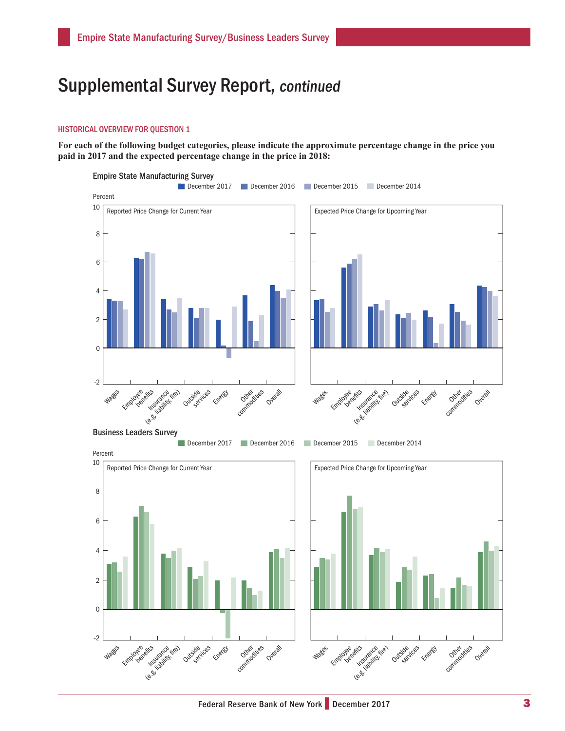# Supplemental Survey Report, *continued*

## HISTORICAL OVERVIEW FOR QUESTION 1

**For each of the following budget categories, please indicate the approximate percentage change in the price you paid in 2017 and the expected percentage change in the price in 2018:**

### Empire State Manufacturing Survey

December 2017 | December 2016 | December 2015 | December 2014

Percent

Reported Price Change for Current Year

Expected Price Change for Upcoming Year

Wages | Employee benefits | Insurance (e.g. liability, fire) | Outside services | Energy | Other commodities | Overall

### Business Leaders Survey

December 2017 | December 2016 | December 2015 | December 2014

Percent

Reported Price Change for Current Year

Expected Price Change for Upcoming Year

Wages | Employee benefits | Insurance (e.g. liability, fire) | Outside services | Energy | Other commodities | Overall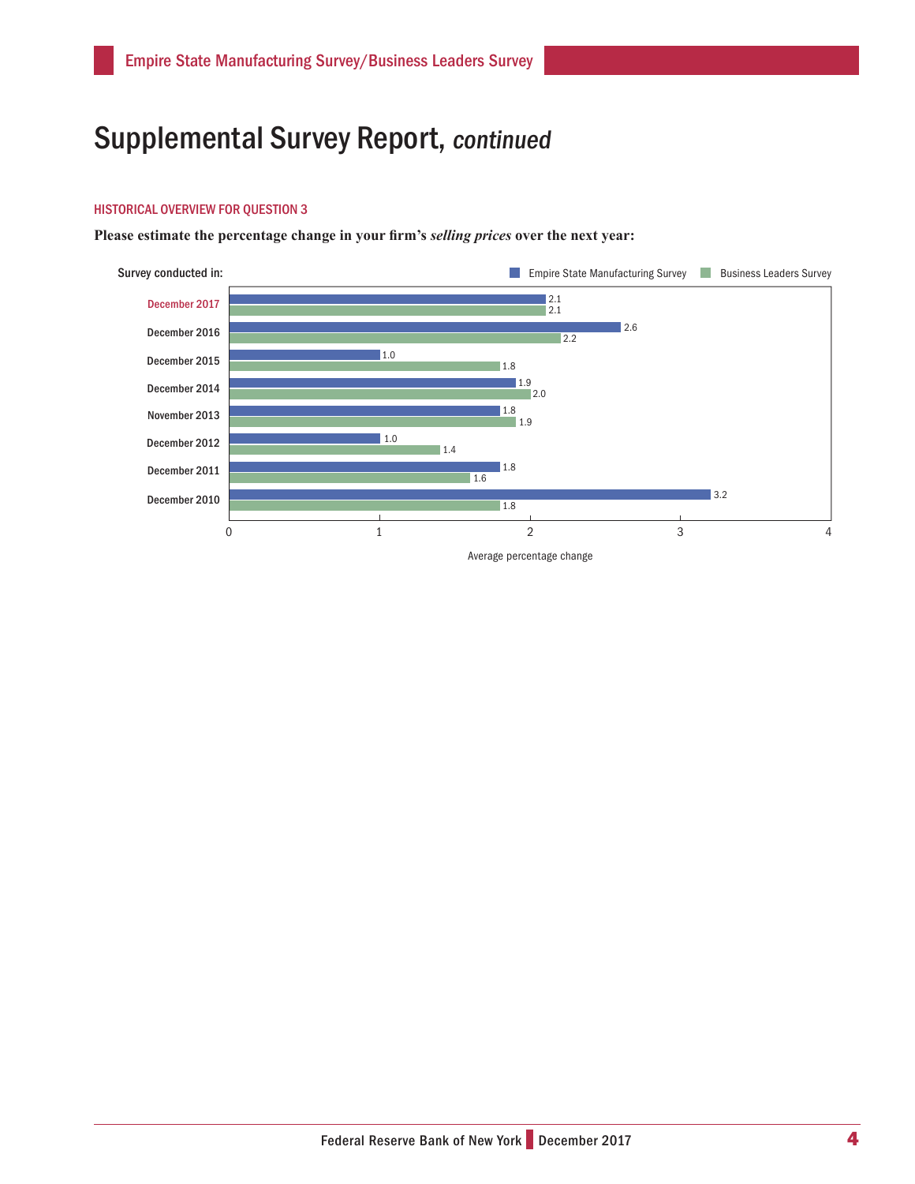# Supplemental Survey Report, *continued*

HISTORICAL OVERVIEW FOR QUESTION 3

**Please estimate the percentage change in your firm's *selling prices* over the next year:**

Survey conducted in:

Empire State Manufacturing Survey
Business Leaders Survey

December 2017 2.1 2.1
December 2016 2.6 2.2
December 2015 1.0 1.8
December 2014 1.9 2.0
November 2013 1.8 1.9
December 2012 1.0 1.4
December 2011 1.8 1.6
December 2010 3.2 1.8

0 1 2 3 4

Average percentage change